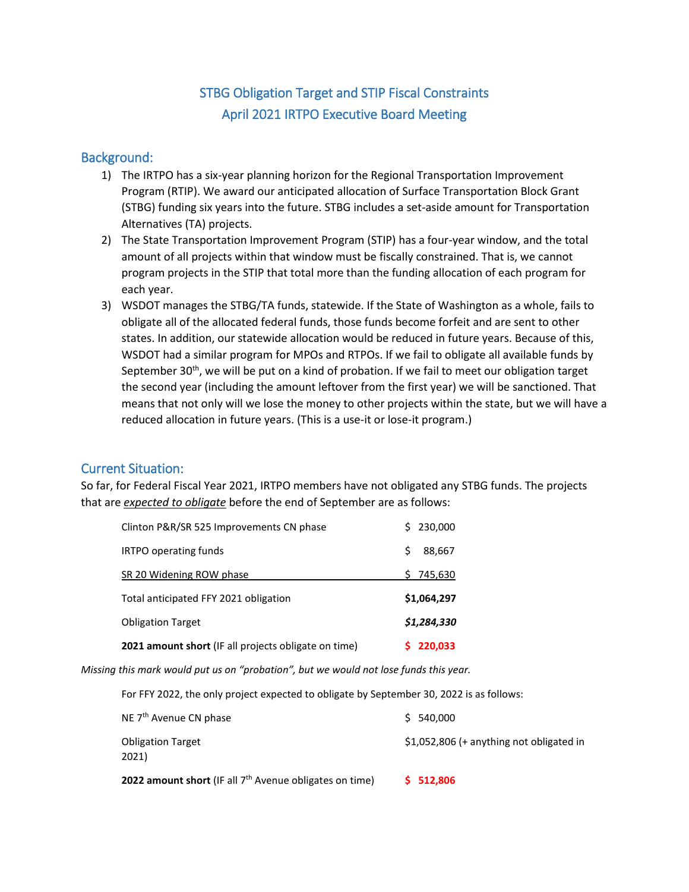# STBG Obligation Target and STIP Fiscal Constraints
# April 2021 IRTPO Executive Board Meeting

## Background:

1) The IRTPO has a six-year planning horizon for the Regional Transportation Improvement Program (RTIP). We award our anticipated allocation of Surface Transportation Block Grant (STBG) funding six years into the future. STBG includes a set-aside amount for Transportation Alternatives (TA) projects.
2) The State Transportation Improvement Program (STIP) has a four-year window, and the total amount of all projects within that window must be fiscally constrained. That is, we cannot program projects in the STIP that total more than the funding allocation of each program for each year.
3) WSDOT manages the STBG/TA funds, statewide. If the State of Washington as a whole, fails to obligate all of the allocated federal funds, those funds become forfeit and are sent to other states. In addition, our statewide allocation would be reduced in future years. Because of this, WSDOT had a similar program for MPOs and RTPOs. If we fail to obligate all available funds by September 30th, we will be put on a kind of probation. If we fail to meet our obligation target the second year (including the amount leftover from the first year) we will be sanctioned. That means that not only will we lose the money to other projects within the state, but we will have a reduced allocation in future years. (This is a use-it or lose-it program.)

## Current Situation:

So far, for Federal Fiscal Year 2021, IRTPO members have not obligated any STBG funds. The projects that are ***expected to obligate*** before the end of September are as follows:

| | |
|---|---|
| Clinton P&R/SR 525 Improvements CN phase | $ 230,000 |
| IRTPO operating funds | $ 88,667 |
| SR 20 Widening ROW phase | $ 745,630 |
| Total anticipated FFY 2021 obligation | **$1,064,297** |
| Obligation Target | ***$1,284,330*** |
| **2021 amount short** (IF all projects obligate on time) | **$ 220,033** |

*Missing this mark would put us on "probation", but we would not lose funds this year.*

For FFY 2022, the only project expected to obligate by September 30, 2022 is as follows:

| | |
|---|---|
| NE 7th Avenue CN phase | $ 540,000 |
| Obligation Target | $1,052,806 (+ anything not obligated in 2021) |
| **2022 amount short** (IF all 7th Avenue obligates on time) | **$ 512,806** |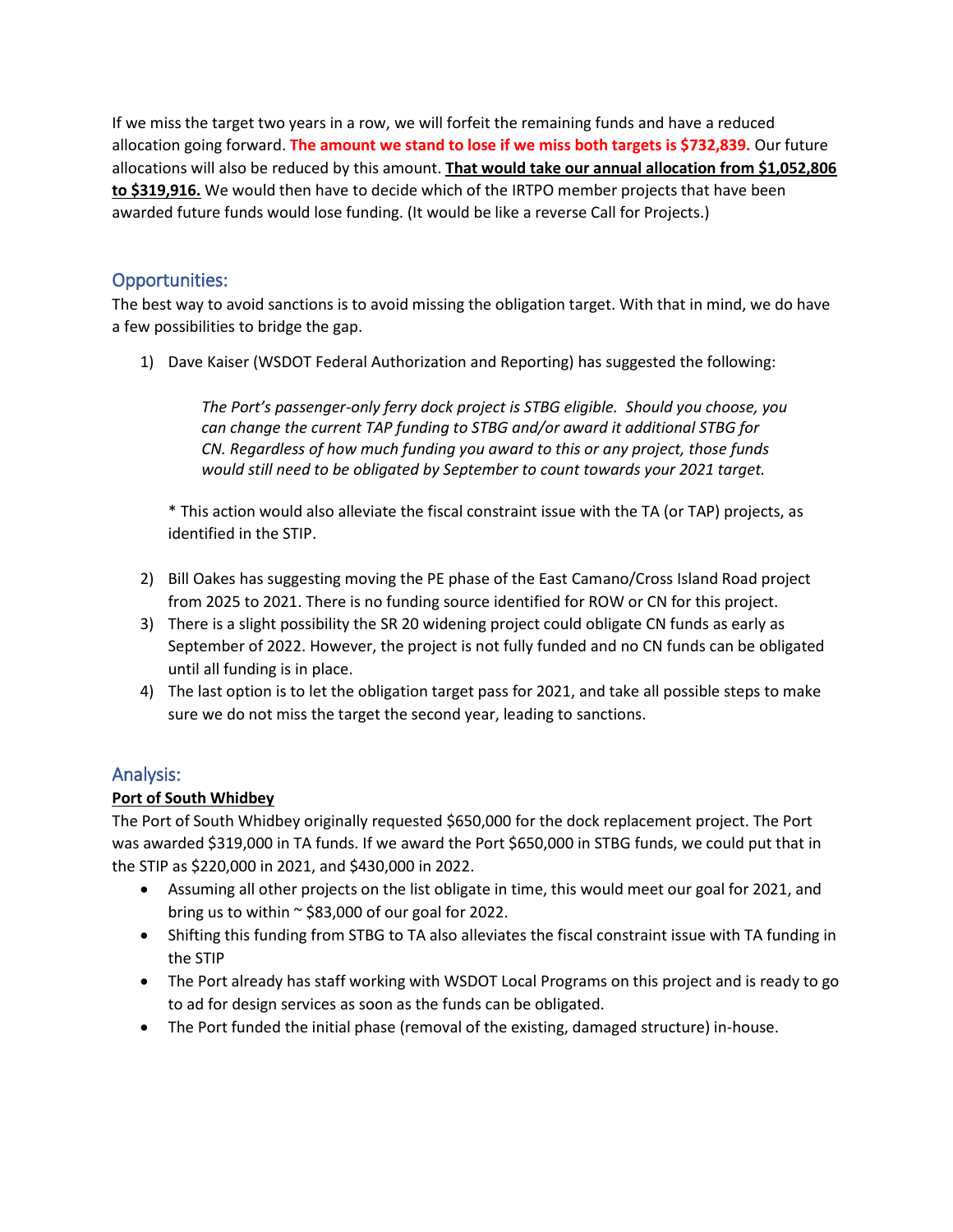If we miss the target two years in a row, we will forfeit the remaining funds and have a reduced allocation going forward. **The amount we stand to lose if we miss both targets is $732,839.** Our future allocations will also be reduced by this amount. **That would take our annual allocation from $1,052,806 to $319,916.** We would then have to decide which of the IRTPO member projects that have been awarded future funds would lose funding. (It would be like a reverse Call for Projects.)

## Opportunities:

The best way to avoid sanctions is to avoid missing the obligation target. With that in mind, we do have a few possibilities to bridge the gap.

1) Dave Kaiser (WSDOT Federal Authorization and Reporting) has suggested the following:

   > *The Port's passenger-only ferry dock project is STBG eligible. Should you choose, you can change the current TAP funding to STBG and/or award it additional STBG for CN. Regardless of how much funding you award to this or any project, those funds would still need to be obligated by September to count towards your 2021 target.*

   * This action would also alleviate the fiscal constraint issue with the TA (or TAP) projects, as identified in the STIP.

2) Bill Oakes has suggesting moving the PE phase of the East Camano/Cross Island Road project from 2025 to 2021. There is no funding source identified for ROW or CN for this project.
3) There is a slight possibility the SR 20 widening project could obligate CN funds as early as September of 2022. However, the project is not fully funded and no CN funds can be obligated until all funding is in place.
4) The last option is to let the obligation target pass for 2021, and take all possible steps to make sure we do not miss the target the second year, leading to sanctions.

## Analysis:

**Port of South Whidbey**

The Port of South Whidbey originally requested $650,000 for the dock replacement project. The Port was awarded $319,000 in TA funds. If we award the Port $650,000 in STBG funds, we could put that in the STIP as $220,000 in 2021, and $430,000 in 2022.

- Assuming all other projects on the list obligate in time, this would meet our goal for 2021, and bring us to within ~ $83,000 of our goal for 2022.
- Shifting this funding from STBG to TA also alleviates the fiscal constraint issue with TA funding in the STIP
- The Port already has staff working with WSDOT Local Programs on this project and is ready to go to ad for design services as soon as the funds can be obligated.
- The Port funded the initial phase (removal of the existing, damaged structure) in-house.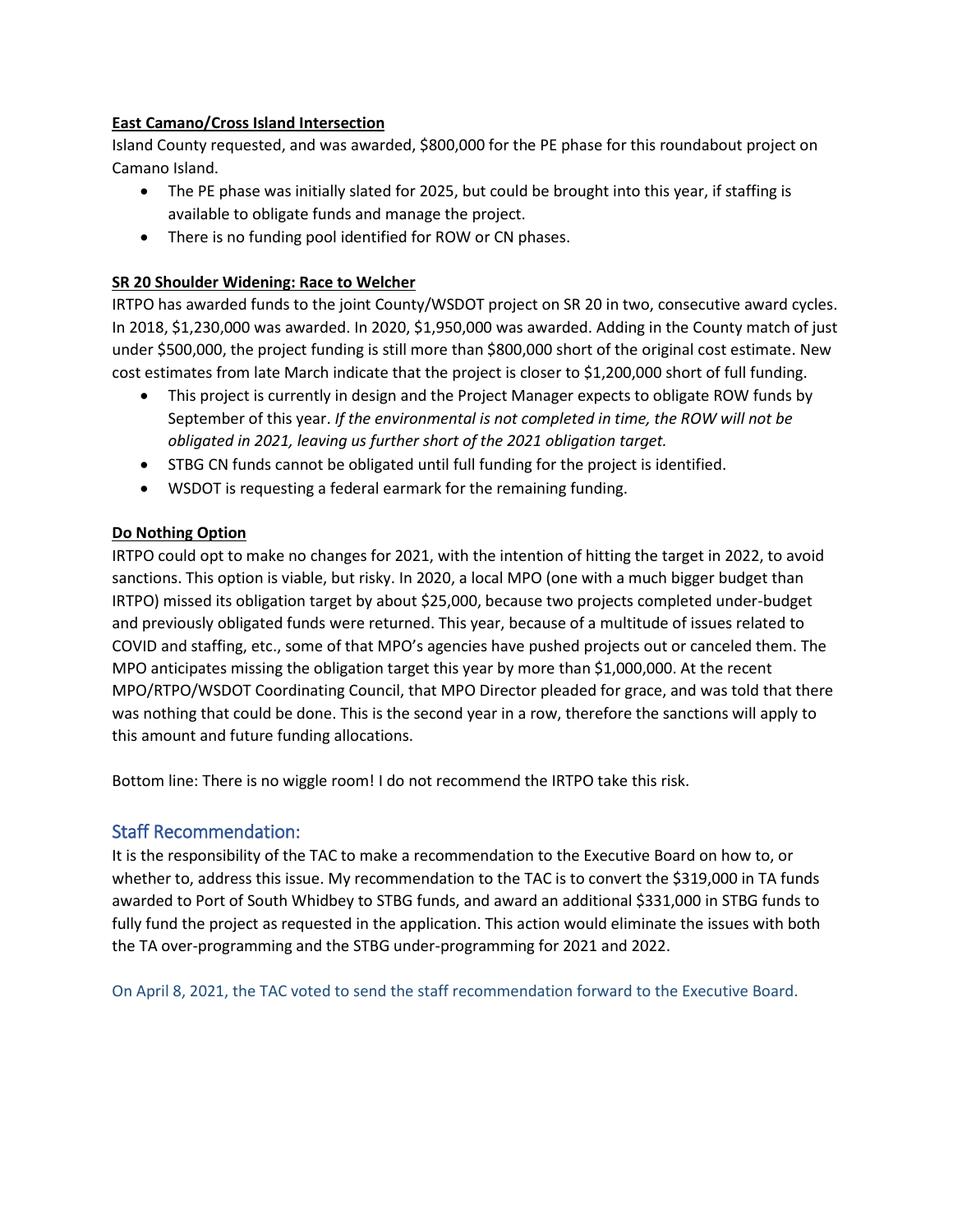**East Camano/Cross Island Intersection**

Island County requested, and was awarded, $800,000 for the PE phase for this roundabout project on Camano Island.

- The PE phase was initially slated for 2025, but could be brought into this year, if staffing is available to obligate funds and manage the project.
- There is no funding pool identified for ROW or CN phases.

**SR 20 Shoulder Widening: Race to Welcher**

IRTPO has awarded funds to the joint County/WSDOT project on SR 20 in two, consecutive award cycles. In 2018, $1,230,000 was awarded. In 2020, $1,950,000 was awarded. Adding in the County match of just under $500,000, the project funding is still more than $800,000 short of the original cost estimate. New cost estimates from late March indicate that the project is closer to $1,200,000 short of full funding.

- This project is currently in design and the Project Manager expects to obligate ROW funds by September of this year. *If the environmental is not completed in time, the ROW will not be obligated in 2021, leaving us further short of the 2021 obligation target.*
- STBG CN funds cannot be obligated until full funding for the project is identified.
- WSDOT is requesting a federal earmark for the remaining funding.

**Do Nothing Option**

IRTPO could opt to make no changes for 2021, with the intention of hitting the target in 2022, to avoid sanctions. This option is viable, but risky. In 2020, a local MPO (one with a much bigger budget than IRTPO) missed its obligation target by about $25,000, because two projects completed under-budget and previously obligated funds were returned. This year, because of a multitude of issues related to COVID and staffing, etc., some of that MPO's agencies have pushed projects out or canceled them. The MPO anticipates missing the obligation target this year by more than $1,000,000. At the recent MPO/RTPO/WSDOT Coordinating Council, that MPO Director pleaded for grace, and was told that there was nothing that could be done. This is the second year in a row, therefore the sanctions will apply to this amount and future funding allocations.

Bottom line: There is no wiggle room! I do not recommend the IRTPO take this risk.

## Staff Recommendation:

It is the responsibility of the TAC to make a recommendation to the Executive Board on how to, or whether to, address this issue. My recommendation to the TAC is to convert the $319,000 in TA funds awarded to Port of South Whidbey to STBG funds, and award an additional $331,000 in STBG funds to fully fund the project as requested in the application. This action would eliminate the issues with both the TA over-programming and the STBG under-programming for 2021 and 2022.

On April 8, 2021, the TAC voted to send the staff recommendation forward to the Executive Board.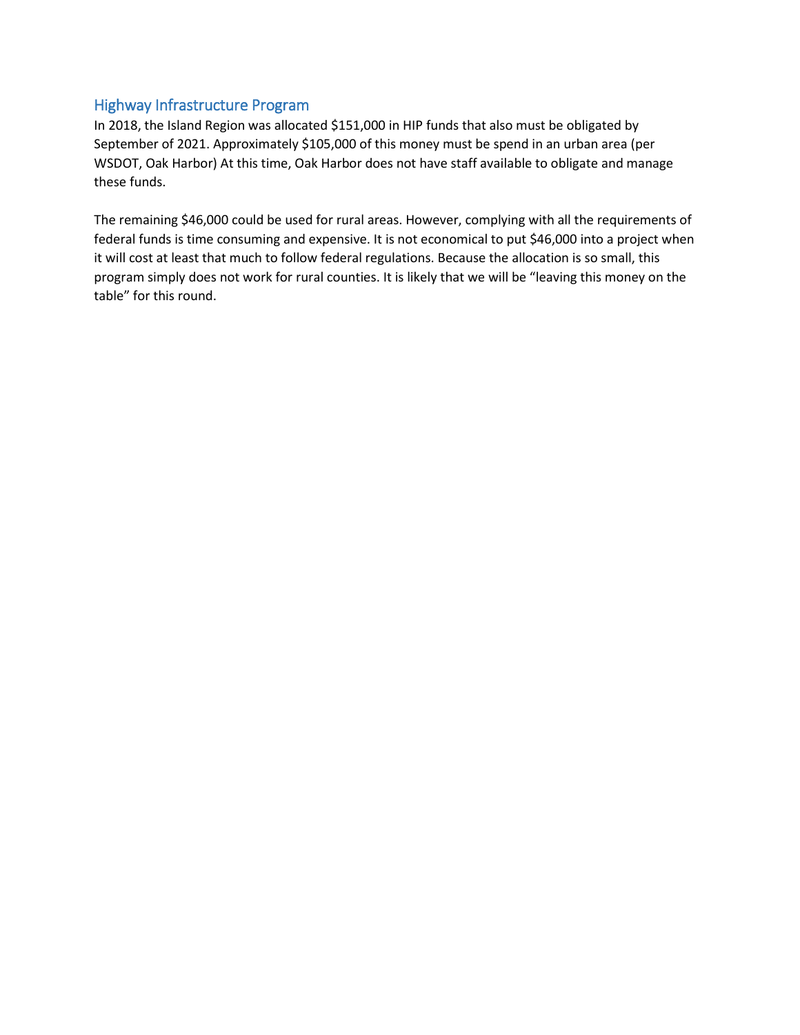## Highway Infrastructure Program

In 2018, the Island Region was allocated $151,000 in HIP funds that also must be obligated by September of 2021. Approximately $105,000 of this money must be spend in an urban area (per WSDOT, Oak Harbor) At this time, Oak Harbor does not have staff available to obligate and manage these funds.

The remaining $46,000 could be used for rural areas. However, complying with all the requirements of federal funds is time consuming and expensive. It is not economical to put $46,000 into a project when it will cost at least that much to follow federal regulations. Because the allocation is so small, this program simply does not work for rural counties. It is likely that we will be "leaving this money on the table" for this round.